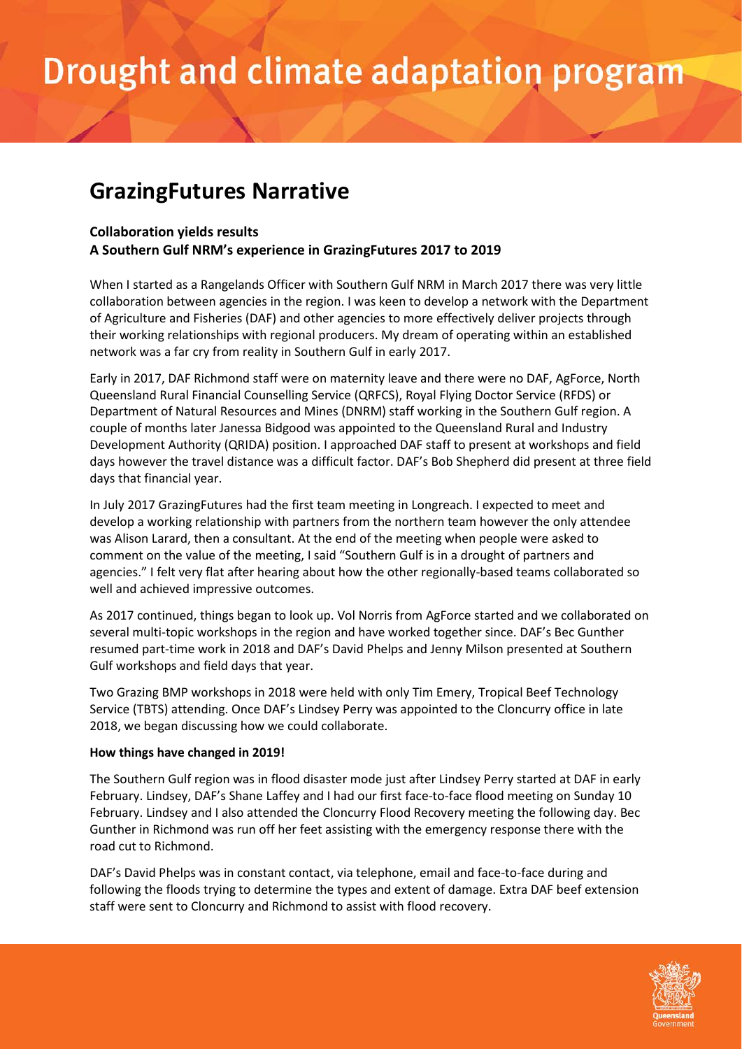# Drought and climate adaptation program

## GrazingFutures Narrative

**Collaboration yields results**
**A Southern Gulf NRM's experience in GrazingFutures 2017 to 2019**

When I started as a Rangelands Officer with Southern Gulf NRM in March 2017 there was very little collaboration between agencies in the region. I was keen to develop a network with the Department of Agriculture and Fisheries (DAF) and other agencies to more effectively deliver projects through their working relationships with regional producers. My dream of operating within an established network was a far cry from reality in Southern Gulf in early 2017.

Early in 2017, DAF Richmond staff were on maternity leave and there were no DAF, AgForce, North Queensland Rural Financial Counselling Service (QRFCS), Royal Flying Doctor Service (RFDS) or Department of Natural Resources and Mines (DNRM) staff working in the Southern Gulf region. A couple of months later Janessa Bidgood was appointed to the Queensland Rural and Industry Development Authority (QRIDA) position. I approached DAF staff to present at workshops and field days however the travel distance was a difficult factor. DAF's Bob Shepherd did present at three field days that financial year.

In July 2017 GrazingFutures had the first team meeting in Longreach. I expected to meet and develop a working relationship with partners from the northern team however the only attendee was Alison Larard, then a consultant. At the end of the meeting when people were asked to comment on the value of the meeting, I said "Southern Gulf is in a drought of partners and agencies." I felt very flat after hearing about how the other regionally-based teams collaborated so well and achieved impressive outcomes.

As 2017 continued, things began to look up. Vol Norris from AgForce started and we collaborated on several multi-topic workshops in the region and have worked together since. DAF's Bec Gunther resumed part-time work in 2018 and DAF's David Phelps and Jenny Milson presented at Southern Gulf workshops and field days that year.

Two Grazing BMP workshops in 2018 were held with only Tim Emery, Tropical Beef Technology Service (TBTS) attending. Once DAF's Lindsey Perry was appointed to the Cloncurry office in late 2018, we began discussing how we could collaborate.

**How things have changed in 2019!**

The Southern Gulf region was in flood disaster mode just after Lindsey Perry started at DAF in early February. Lindsey, DAF's Shane Laffey and I had our first face-to-face flood meeting on Sunday 10 February. Lindsey and I also attended the Cloncurry Flood Recovery meeting the following day. Bec Gunther in Richmond was run off her feet assisting with the emergency response there with the road cut to Richmond.

DAF's David Phelps was in constant contact, via telephone, email and face-to-face during and following the floods trying to determine the types and extent of damage. Extra DAF beef extension staff were sent to Cloncurry and Richmond to assist with flood recovery.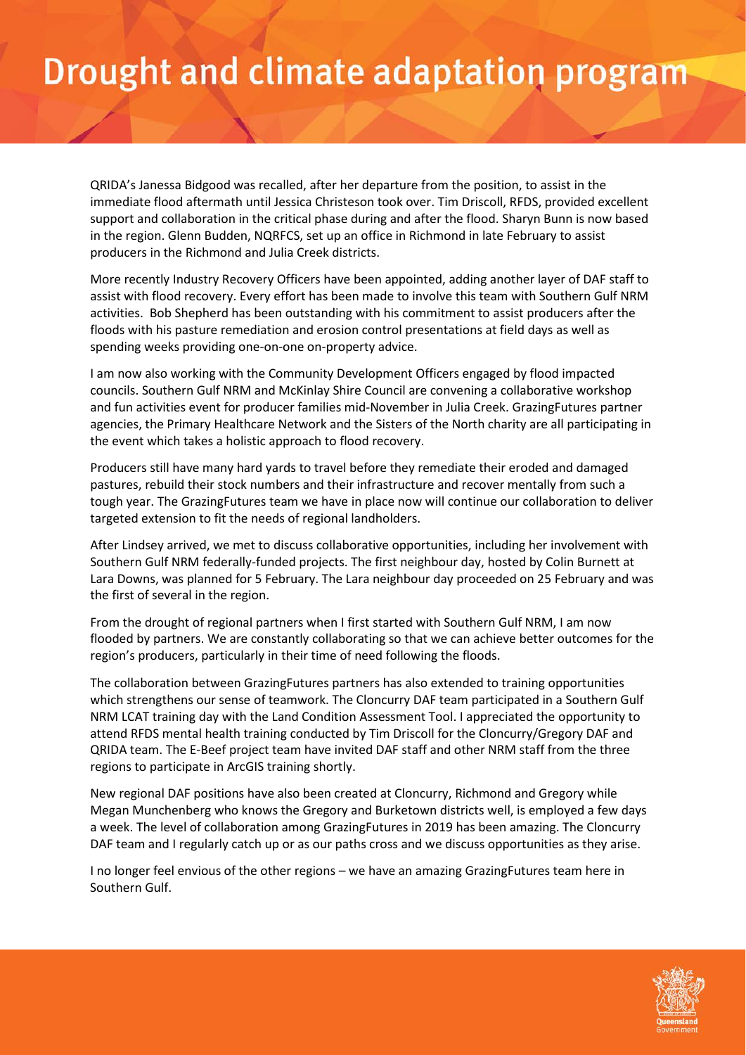# Drought and climate adaptation program

QRIDA's Janessa Bidgood was recalled, after her departure from the position, to assist in the immediate flood aftermath until Jessica Christeson took over. Tim Driscoll, RFDS, provided excellent support and collaboration in the critical phase during and after the flood. Sharyn Bunn is now based in the region. Glenn Budden, NQRFCS, set up an office in Richmond in late February to assist producers in the Richmond and Julia Creek districts.

More recently Industry Recovery Officers have been appointed, adding another layer of DAF staff to assist with flood recovery. Every effort has been made to involve this team with Southern Gulf NRM activities. Bob Shepherd has been outstanding with his commitment to assist producers after the floods with his pasture remediation and erosion control presentations at field days as well as spending weeks providing one-on-one on-property advice.

I am now also working with the Community Development Officers engaged by flood impacted councils. Southern Gulf NRM and McKinlay Shire Council are convening a collaborative workshop and fun activities event for producer families mid-November in Julia Creek. GrazingFutures partner agencies, the Primary Healthcare Network and the Sisters of the North charity are all participating in the event which takes a holistic approach to flood recovery.

Producers still have many hard yards to travel before they remediate their eroded and damaged pastures, rebuild their stock numbers and their infrastructure and recover mentally from such a tough year. The GrazingFutures team we have in place now will continue our collaboration to deliver targeted extension to fit the needs of regional landholders.

After Lindsey arrived, we met to discuss collaborative opportunities, including her involvement with Southern Gulf NRM federally-funded projects. The first neighbour day, hosted by Colin Burnett at Lara Downs, was planned for 5 February. The Lara neighbour day proceeded on 25 February and was the first of several in the region.

From the drought of regional partners when I first started with Southern Gulf NRM, I am now flooded by partners. We are constantly collaborating so that we can achieve better outcomes for the region's producers, particularly in their time of need following the floods.

The collaboration between GrazingFutures partners has also extended to training opportunities which strengthens our sense of teamwork. The Cloncurry DAF team participated in a Southern Gulf NRM LCAT training day with the Land Condition Assessment Tool. I appreciated the opportunity to attend RFDS mental health training conducted by Tim Driscoll for the Cloncurry/Gregory DAF and QRIDA team. The E-Beef project team have invited DAF staff and other NRM staff from the three regions to participate in ArcGIS training shortly.

New regional DAF positions have also been created at Cloncurry, Richmond and Gregory while Megan Munchenberg who knows the Gregory and Burketown districts well, is employed a few days a week. The level of collaboration among GrazingFutures in 2019 has been amazing. The Cloncurry DAF team and I regularly catch up or as our paths cross and we discuss opportunities as they arise.

I no longer feel envious of the other regions – we have an amazing GrazingFutures team here in Southern Gulf.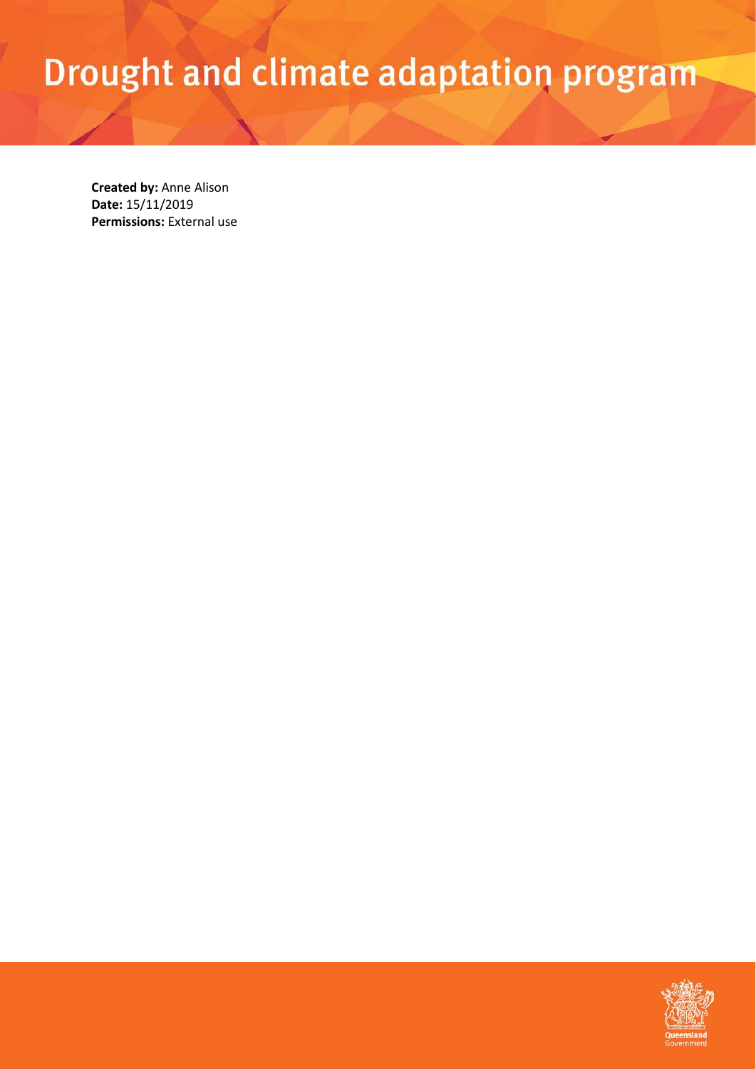# Drought and climate adaptation program

**Created by:** Anne Alison
**Date:** 15/11/2019
**Permissions:** External use